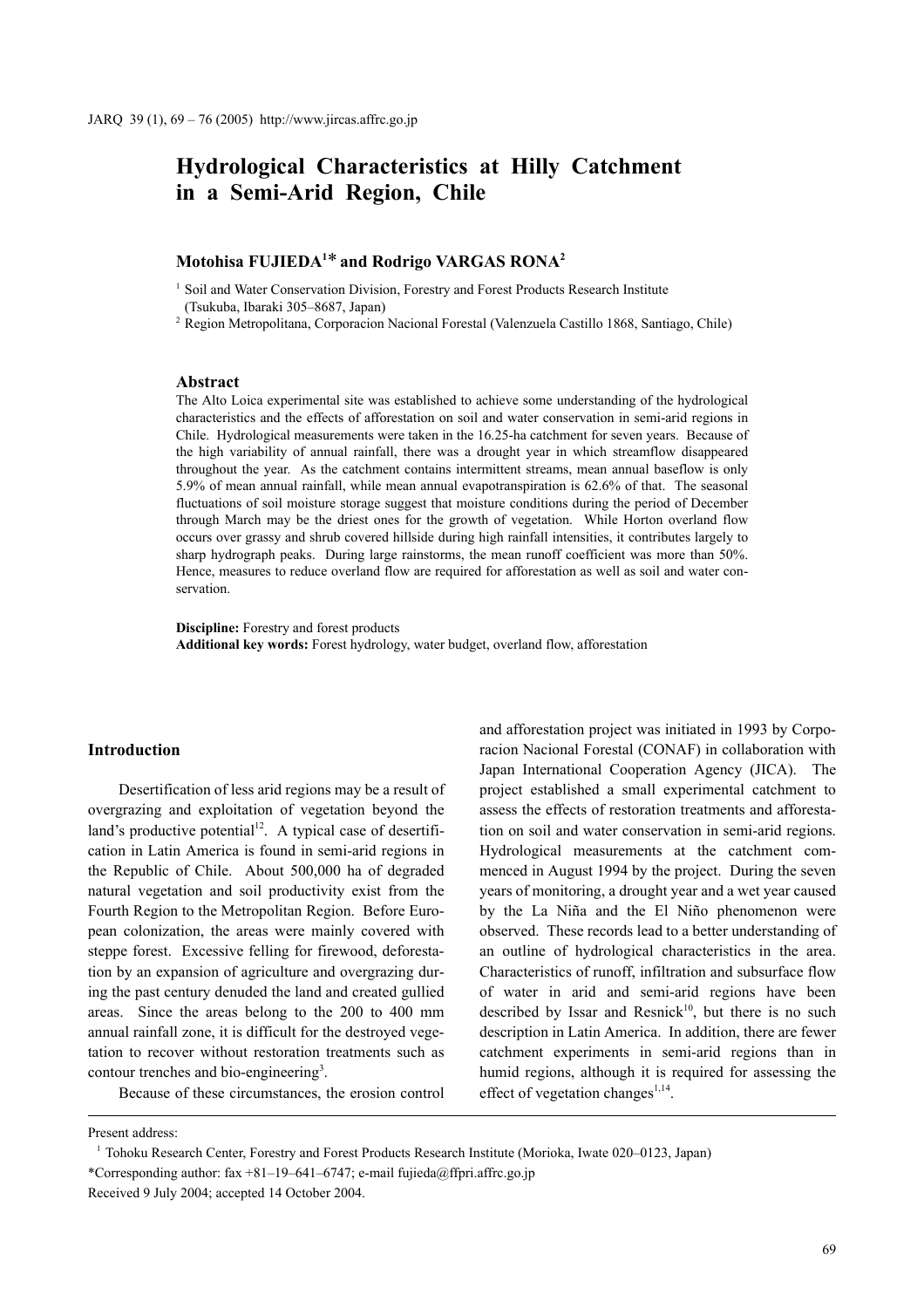# Hydrological Characteristics at Hilly Catchment in a Semi-Arid Region, Chile

**Motohisa FUJIEDA[1]* and Rodrigo VARGAS RONA[2]**

[1] Soil and Water Conservation Division, Forestry and Forest Products Research Institute (Tsukuba, Ibaraki 305–8687, Japan)

[2] Region Metropolitana, Corporacion Nacional Forestal (Valenzuela Castillo 1868, Santiago, Chile)

### Abstract

The Alto Loica experimental site was established to achieve some understanding of the hydrological characteristics and the effects of afforestation on soil and water conservation in semi-arid regions in Chile. Hydrological measurements were taken in the 16.25-ha catchment for seven years. Because of the high variability of annual rainfall, there was a drought year in which streamflow disappeared throughout the year. As the catchment contains intermittent streams, mean annual baseflow is only 5.9% of mean annual rainfall, while mean annual evapotranspiration is 62.6% of that. The seasonal fluctuations of soil moisture storage suggest that moisture conditions during the period of December through March may be the driest ones for the growth of vegetation. While Horton overland flow occurs over grassy and shrub covered hillside during high rainfall intensities, it contributes largely to sharp hydrograph peaks. During large rainstorms, the mean runoff coefficient was more than 50%. Hence, measures to reduce overland flow are required for afforestation as well as soil and water conservation.

**Discipline:** Forestry and forest products
**Additional key words:** Forest hydrology, water budget, overland flow, afforestation

## Introduction

Desertification of less arid regions may be a result of overgrazing and exploitation of vegetation beyond the land's productive potential[12]. A typical case of desertification in Latin America is found in semi-arid regions in the Republic of Chile. About 500,000 ha of degraded natural vegetation and soil productivity exist from the Fourth Region to the Metropolitan Region. Before European colonization, the areas were mainly covered with steppe forest. Excessive felling for firewood, deforestation by an expansion of agriculture and overgrazing during the past century denuded the land and created gullied areas. Since the areas belong to the 200 to 400 mm annual rainfall zone, it is difficult for the destroyed vegetation to recover without restoration treatments such as contour trenches and bio-engineering[3].

Because of these circumstances, the erosion control and afforestation project was initiated in 1993 by Corporacion Nacional Forestal (CONAF) in collaboration with Japan International Cooperation Agency (JICA). The project established a small experimental catchment to assess the effects of restoration treatments and afforestation on soil and water conservation in semi-arid regions. Hydrological measurements at the catchment commenced in August 1994 by the project. During the seven years of monitoring, a drought year and a wet year caused by the La Niña and the El Niño phenomenon were observed. These records lead to a better understanding of an outline of hydrological characteristics in the area. Characteristics of runoff, infiltration and subsurface flow of water in arid and semi-arid regions have been described by Issar and Resnick[10], but there is no such description in Latin America. In addition, there are fewer catchment experiments in semi-arid regions than in humid regions, although it is required for assessing the effect of vegetation changes[1,14].

---

Present address:

[1] Tohoku Research Center, Forestry and Forest Products Research Institute (Morioka, Iwate 020–0123, Japan)

*Corresponding author: fax +81–19–641–6747; e-mail fujieda@ffpri.affrc.go.jp

Received 9 July 2004; accepted 14 October 2004.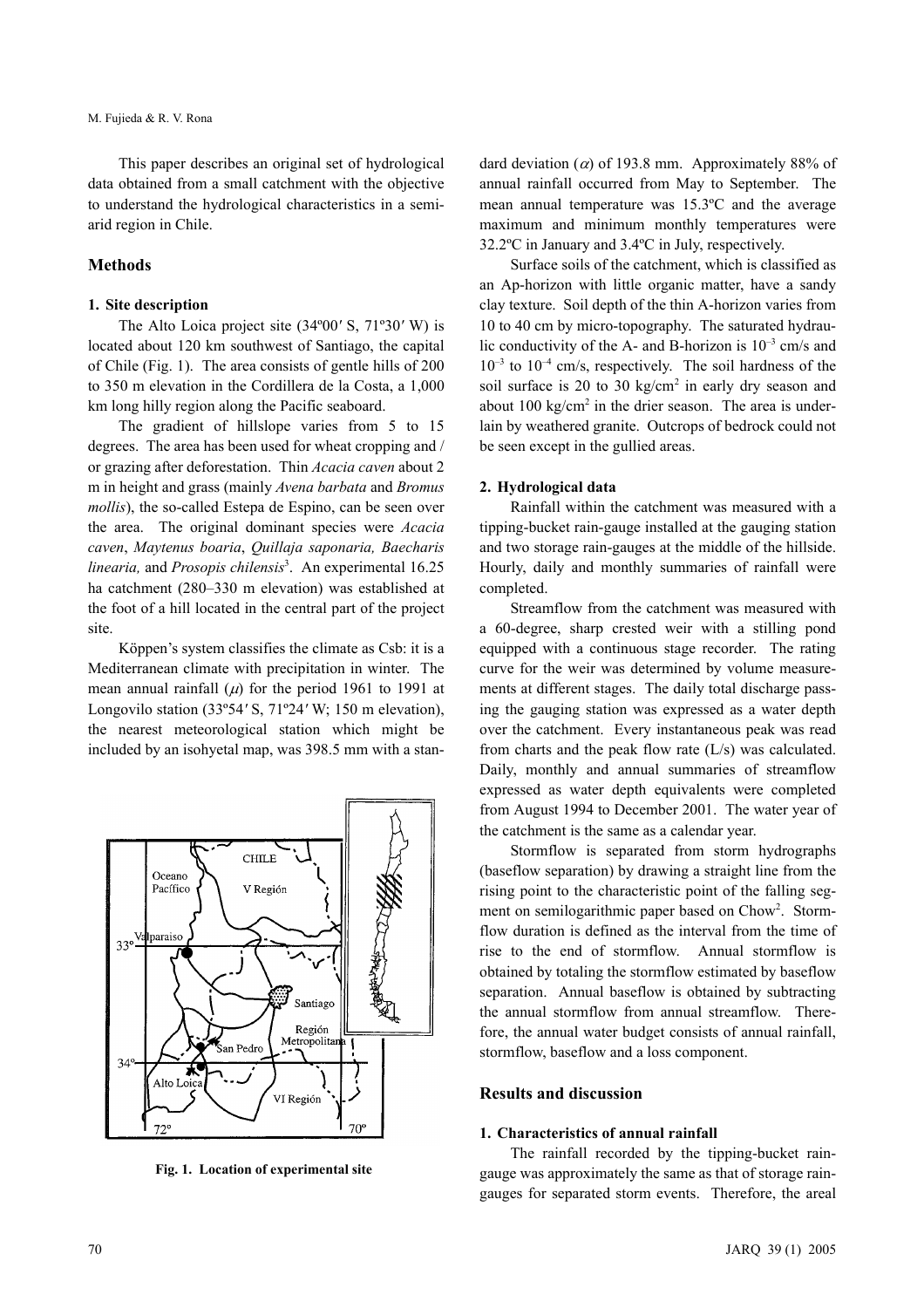This paper describes an original set of hydrological data obtained from a small catchment with the objective to understand the hydrological characteristics in a semi-arid region in Chile.

## Methods

### 1. Site description

The Alto Loica project site (34º00′ S, 71º30′ W) is located about 120 km southwest of Santiago, the capital of Chile (Fig. 1). The area consists of gentle hills of 200 to 350 m elevation in the Cordillera de la Costa, a 1,000 km long hilly region along the Pacific seaboard.

The gradient of hillslope varies from 5 to 15 degrees. The area has been used for wheat cropping and / or grazing after deforestation. Thin *Acacia caven* about 2 m in height and grass (mainly *Avena barbata* and *Bromus mollis*), the so-called Estepa de Espino, can be seen over the area. The original dominant species were *Acacia caven*, *Maytenus boaria*, *Quillaja saponaria, Baecharis linearia,* and *Prosopis chilensis*[3]. An experimental 16.25 ha catchment (280–330 m elevation) was established at the foot of a hill located in the central part of the project site.

Köppen's system classifies the climate as Csb: it is a Mediterranean climate with precipitation in winter. The mean annual rainfall ($\mu$) for the period 1961 to 1991 at Longovilo station (33º54′ S, 71º24′ W; 150 m elevation), the nearest meteorological station which might be included by an isohyetal map, was 398.5 mm with a standard deviation ($\alpha$) of 193.8 mm. Approximately 88% of annual rainfall occurred from May to September. The mean annual temperature was 15.3ºC and the average maximum and minimum monthly temperatures were 32.2ºC in January and 3.4ºC in July, respectively.

Surface soils of the catchment, which is classified as an Ap-horizon with little organic matter, have a sandy clay texture. Soil depth of the thin A-horizon varies from 10 to 40 cm by micro-topography. The saturated hydraulic conductivity of the A- and B-horizon is $10^{-3}$ cm/s and $10^{-3}$ to $10^{-4}$ cm/s, respectively. The soil hardness of the soil surface is 20 to 30 kg/cm$^2$ in early dry season and about 100 kg/cm$^2$ in the drier season. The area is underlain by weathered granite. Outcrops of bedrock could not be seen except in the gullied areas.

Fig. 1. Location of experimental site

### 2. Hydrological data

Rainfall within the catchment was measured with a tipping-bucket rain-gauge installed at the gauging station and two storage rain-gauges at the middle of the hillside. Hourly, daily and monthly summaries of rainfall were completed.

Streamflow from the catchment was measured with a 60-degree, sharp crested weir with a stilling pond equipped with a continuous stage recorder. The rating curve for the weir was determined by volume measurements at different stages. The daily total discharge passing the gauging station was expressed as a water depth over the catchment. Every instantaneous peak was read from charts and the peak flow rate (L/s) was calculated. Daily, monthly and annual summaries of streamflow expressed as water depth equivalents were completed from August 1994 to December 2001. The water year of the catchment is the same as a calendar year.

Stormflow is separated from storm hydrographs (baseflow separation) by drawing a straight line from the rising point to the characteristic point of the falling segment on semilogarithmic paper based on Chow[2]. Stormflow duration is defined as the interval from the time of rise to the end of stormflow. Annual stormflow is obtained by totaling the stormflow estimated by baseflow separation. Annual baseflow is obtained by subtracting the annual stormflow from annual streamflow. Therefore, the annual water budget consists of annual rainfall, stormflow, baseflow and a loss component.

## Results and discussion

### 1. Characteristics of annual rainfall

The rainfall recorded by the tipping-bucket rain-gauge was approximately the same as that of storage rain-gauges for separated storm events. Therefore, the areal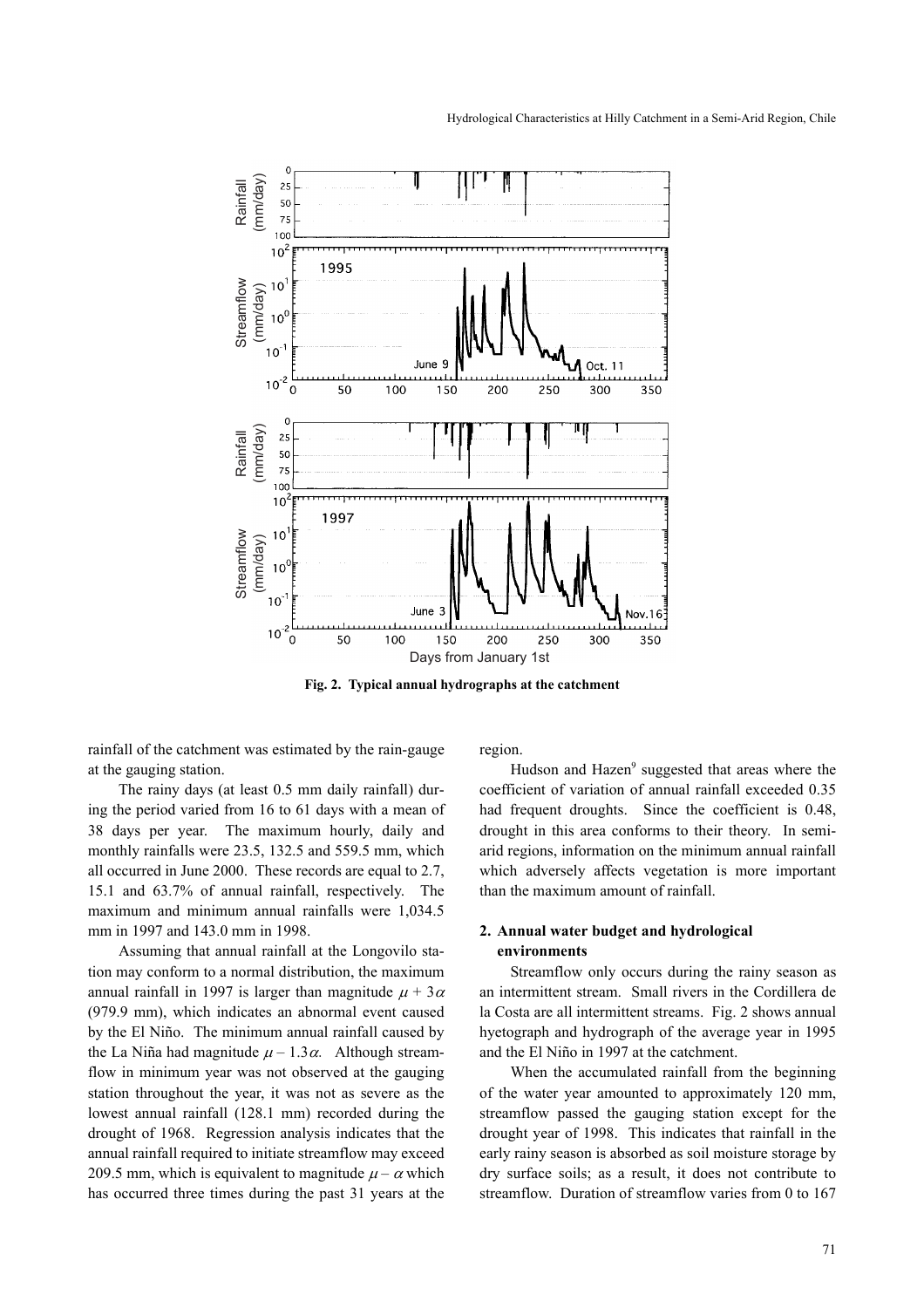Fig. 2. Typical annual hydrographs at the catchment

rainfall of the catchment was estimated by the rain-gauge at the gauging station.

The rainy days (at least 0.5 mm daily rainfall) during the period varied from 16 to 61 days with a mean of 38 days per year. The maximum hourly, daily and monthly rainfalls were 23.5, 132.5 and 559.5 mm, which all occurred in June 2000. These records are equal to 2.7, 15.1 and 63.7% of annual rainfall, respectively. The maximum and minimum annual rainfalls were 1,034.5 mm in 1997 and 143.0 mm in 1998.

Assuming that annual rainfall at the Longovilo station may conform to a normal distribution, the maximum annual rainfall in 1997 is larger than magnitude $\mu + 3\alpha$ (979.9 mm), which indicates an abnormal event caused by the El Niño. The minimum annual rainfall caused by the La Niña had magnitude $\mu - 1.3\alpha$. Although streamflow in minimum year was not observed at the gauging station throughout the year, it was not as severe as the lowest annual rainfall (128.1 mm) recorded during the drought of 1968. Regression analysis indicates that the annual rainfall required to initiate streamflow may exceed 209.5 mm, which is equivalent to magnitude $\mu - \alpha$ which has occurred three times during the past 31 years at the region.

Hudson and Hazen[9] suggested that areas where the coefficient of variation of annual rainfall exceeded 0.35 had frequent droughts. Since the coefficient is 0.48, drought in this area conforms to their theory. In semi-arid regions, information on the minimum annual rainfall which adversely affects vegetation is more important than the maximum amount of rainfall.

## 2. Annual water budget and hydrological environments

Streamflow only occurs during the rainy season as an intermittent stream. Small rivers in the Cordillera de la Costa are all intermittent streams. Fig. 2 shows annual hyetograph and hydrograph of the average year in 1995 and the El Niño in 1997 at the catchment.

When the accumulated rainfall from the beginning of the water year amounted to approximately 120 mm, streamflow passed the gauging station except for the drought year of 1998. This indicates that rainfall in the early rainy season is absorbed as soil moisture storage by dry surface soils; as a result, it does not contribute to streamflow. Duration of streamflow varies from 0 to 167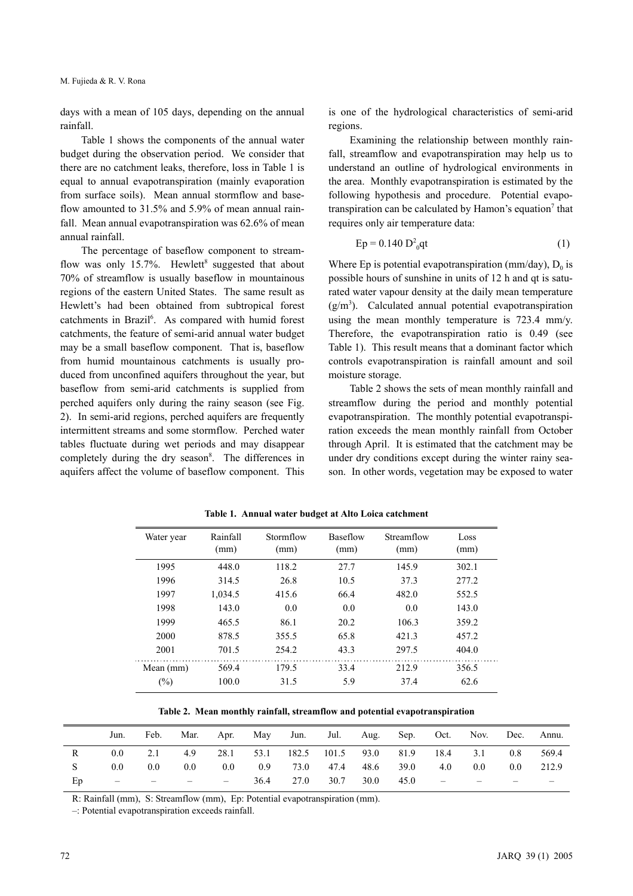days with a mean of 105 days, depending on the annual rainfall.

Table 1 shows the components of the annual water budget during the observation period. We consider that there are no catchment leaks, therefore, loss in Table 1 is equal to annual evapotranspiration (mainly evaporation from surface soils). Mean annual stormflow and baseflow amounted to 31.5% and 5.9% of mean annual rainfall. Mean annual evapotranspiration was 62.6% of mean annual rainfall.

The percentage of baseflow component to streamflow was only 15.7%. Hewlett[8] suggested that about 70% of streamflow is usually baseflow in mountainous regions of the eastern United States. The same result as Hewlett's had been obtained from subtropical forest catchments in Brazil[6]. As compared with humid forest catchments, the feature of semi-arid annual water budget may be a small baseflow component. That is, baseflow from humid mountainous catchments is usually produced from unconfined aquifers throughout the year, but baseflow from semi-arid catchments is supplied from perched aquifers only during the rainy season (see Fig. 2). In semi-arid regions, perched aquifers are frequently intermittent streams and some stormflow. Perched water tables fluctuate during wet periods and may disappear completely during the dry season[8]. The differences in aquifers affect the volume of baseflow component. This is one of the hydrological characteristics of semi-arid regions.

Examining the relationship between monthly rainfall, streamflow and evapotranspiration may help us to understand an outline of hydrological environments in the area. Monthly evapotranspiration is estimated by the following hypothesis and procedure. Potential evapotranspiration can be calculated by Hamon's equation[7] that requires only air temperature data:

$$Ep = 0.140\, D_0^2 qt \quad (1)$$

Where Ep is potential evapotranspiration (mm/day), $D_0$ is possible hours of sunshine in units of 12 h and qt is saturated water vapour density at the daily mean temperature (g/m$^3$). Calculated annual potential evapotranspiration using the mean monthly temperature is 723.4 mm/y. Therefore, the evapotranspiration ratio is 0.49 (see Table 1). This result means that a dominant factor which controls evapotranspiration is rainfall amount and soil moisture storage.

Table 2 shows the sets of mean monthly rainfall and streamflow during the period and monthly potential evapotranspiration. The monthly potential evapotranspiration exceeds the mean monthly rainfall from October through April. It is estimated that the catchment may be under dry conditions except during the winter rainy season. In other words, vegetation may be exposed to water

**Table 1. Annual water budget at Alto Loica catchment**

| Water year | Rainfall (mm) | Stormflow (mm) | Baseflow (mm) | Streamflow (mm) | Loss (mm) |
|---|---|---|---|---|---|
| 1995 | 448.0 | 118.2 | 27.7 | 145.9 | 302.1 |
| 1996 | 314.5 | 26.8 | 10.5 | 37.3 | 277.2 |
| 1997 | 1,034.5 | 415.6 | 66.4 | 482.0 | 552.5 |
| 1998 | 143.0 | 0.0 | 0.0 | 0.0 | 143.0 |
| 1999 | 465.5 | 86.1 | 20.2 | 106.3 | 359.2 |
| 2000 | 878.5 | 355.5 | 65.8 | 421.3 | 457.2 |
| 2001 | 701.5 | 254.2 | 43.3 | 297.5 | 404.0 |
| Mean (mm) | 569.4 | 179.5 | 33.4 | 212.9 | 356.5 |
| (%) | 100.0 | 31.5 | 5.9 | 37.4 | 62.6 |

**Table 2. Mean monthly rainfall, streamflow and potential evapotranspiration**

| | Jun. | Feb. | Mar. | Apr. | May | Jun. | Jul. | Aug. | Sep. | Oct. | Nov. | Dec. | Annu. |
|---|---|---|---|---|---|---|---|---|---|---|---|---|---|
| R | 0.0 | 2.1 | 4.9 | 28.1 | 53.1 | 182.5 | 101.5 | 93.0 | 81.9 | 18.4 | 3.1 | 0.8 | 569.4 |
| S | 0.0 | 0.0 | 0.0 | 0.0 | 0.9 | 73.0 | 47.4 | 48.6 | 39.0 | 4.0 | 0.0 | 0.0 | 212.9 |
| Ep | – | – | – | – | 36.4 | 27.0 | 30.7 | 30.0 | 45.0 | – | – | – | – |

R: Rainfall (mm), S: Streamflow (mm), Ep: Potential evapotranspiration (mm).
–: Potential evapotranspiration exceeds rainfall.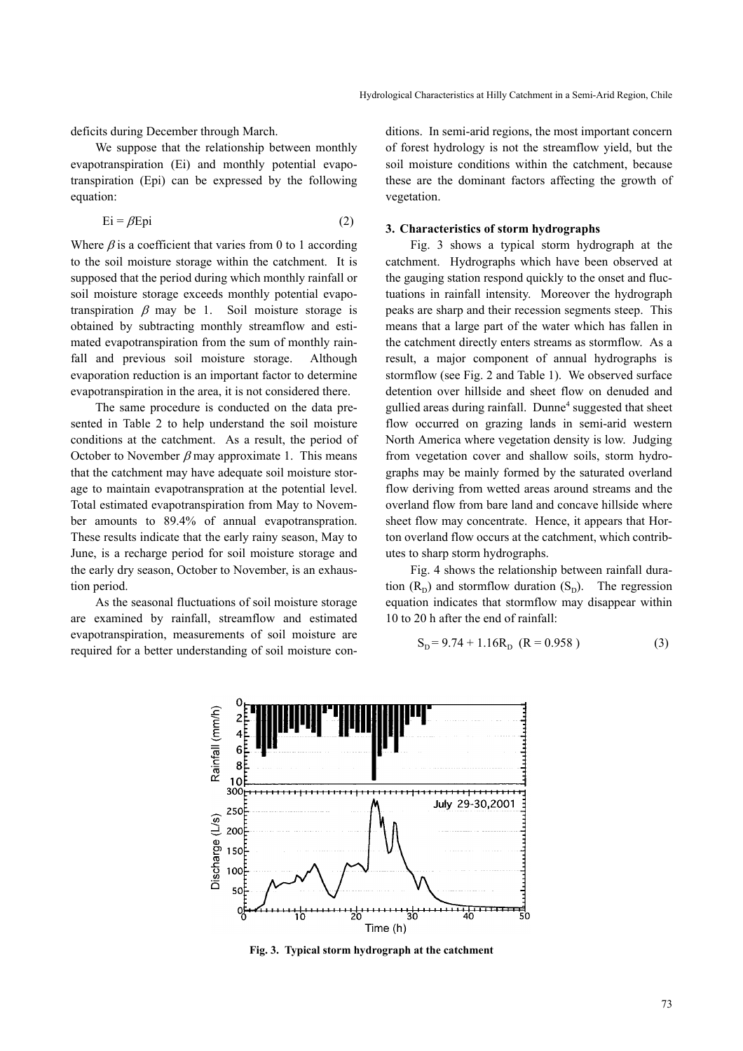deficits during December through March.

We suppose that the relationship between monthly evapotranspiration (Ei) and monthly potential evapotranspiration (Epi) can be expressed by the following equation:

$$\mathrm{Ei} = \beta \mathrm{Epi} \quad (2)$$

Where $\beta$ is a coefficient that varies from 0 to 1 according to the soil moisture storage within the catchment. It is supposed that the period during which monthly rainfall or soil moisture storage exceeds monthly potential evapotranspiration $\beta$ may be 1. Soil moisture storage is obtained by subtracting monthly streamflow and estimated evapotranspiration from the sum of monthly rainfall and previous soil moisture storage. Although evaporation reduction is an important factor to determine evapotranspiration in the area, it is not considered there.

The same procedure is conducted on the data presented in Table 2 to help understand the soil moisture conditions at the catchment. As a result, the period of October to November $\beta$ may approximate 1. This means that the catchment may have adequate soil moisture storage to maintain evapotranspration at the potential level. Total estimated evapotranspiration from May to November amounts to 89.4% of annual evapotranspration. These results indicate that the early rainy season, May to June, is a recharge period for soil moisture storage and the early dry season, October to November, is an exhaustion period.

As the seasonal fluctuations of soil moisture storage are examined by rainfall, streamflow and estimated evapotranspiration, measurements of soil moisture are required for a better understanding of soil moisture conditions. In semi-arid regions, the most important concern of forest hydrology is not the streamflow yield, but the soil moisture conditions within the catchment, because these are the dominant factors affecting the growth of vegetation.

### 3. Characteristics of storm hydrographs

Fig. 3 shows a typical storm hydrograph at the catchment. Hydrographs which have been observed at the gauging station respond quickly to the onset and fluctuations in rainfall intensity. Moreover the hydrograph peaks are sharp and their recession segments steep. This means that a large part of the water which has fallen in the catchment directly enters streams as stormflow. As a result, a major component of annual hydrographs is stormflow (see Fig. 2 and Table 1). We observed surface detention over hillside and sheet flow on denuded and gullied areas during rainfall. Dunne[4] suggested that sheet flow occurred on grazing lands in semi-arid western North America where vegetation density is low. Judging from vegetation cover and shallow soils, storm hydrographs may be mainly formed by the saturated overland flow deriving from wetted areas around streams and the overland flow from bare land and concave hillside where sheet flow may concentrate. Hence, it appears that Horton overland flow occurs at the catchment, which contributes to sharp storm hydrographs.

Fig. 4 shows the relationship between rainfall duration ($R_D$) and stormflow duration ($S_D$). The regression equation indicates that stormflow may disappear within 10 to 20 h after the end of rainfall:

$$S_D = 9.74 + 1.16R_D \quad (R = 0.958) \quad (3)$$

**Fig. 3. Typical storm hydrograph at the catchment**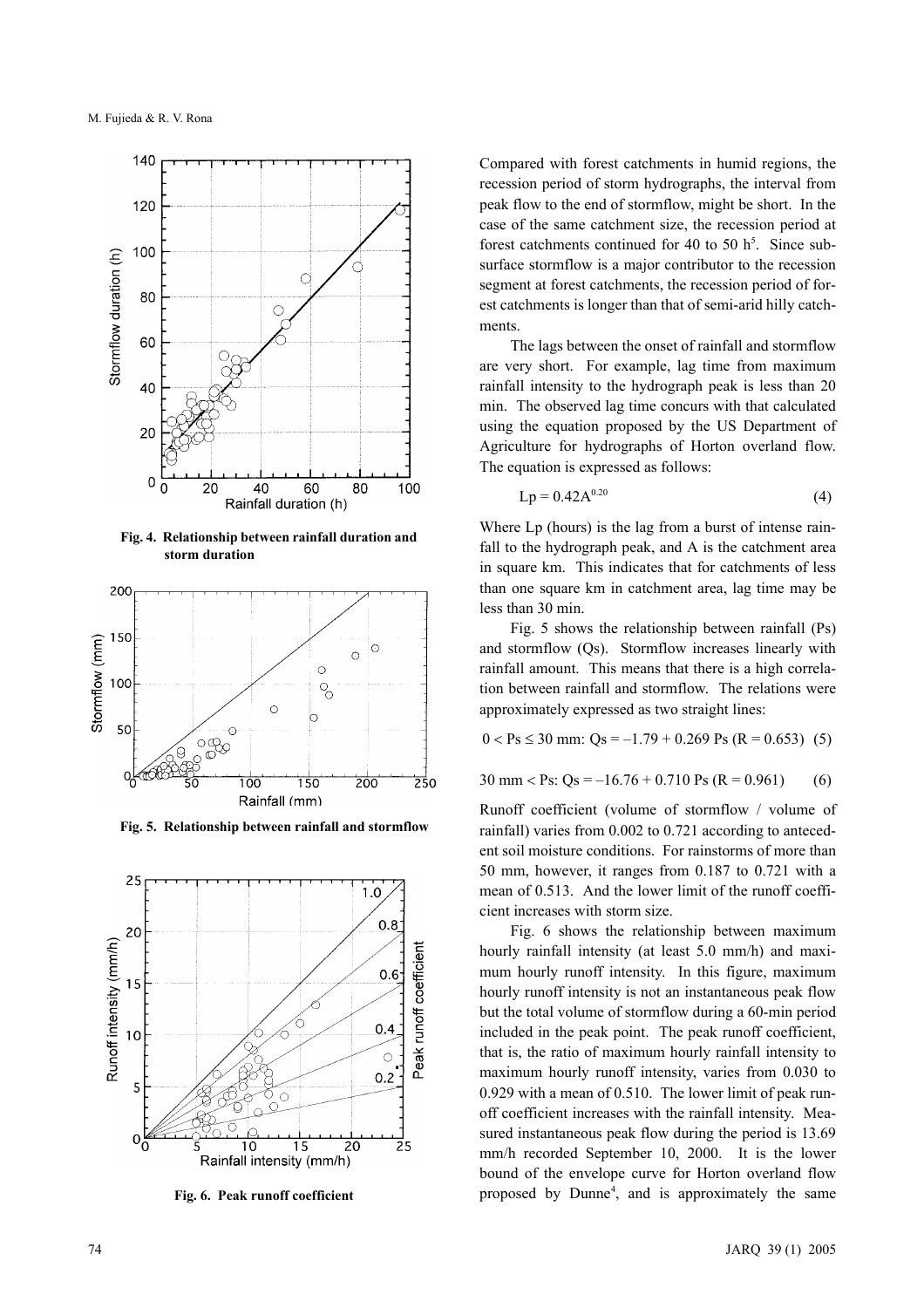Fig. 4. Relationship between rainfall duration and storm duration

Fig. 5. Relationship between rainfall and stormflow

Fig. 6. Peak runoff coefficient

Compared with forest catchments in humid regions, the recession period of storm hydrographs, the interval from peak flow to the end of stormflow, might be short. In the case of the same catchment size, the recession period at forest catchments continued for 40 to 50 h[5]. Since subsurface stormflow is a major contributor to the recession segment at forest catchments, the recession period of forest catchments is longer than that of semi-arid hilly catchments.

The lags between the onset of rainfall and stormflow are very short. For example, lag time from maximum rainfall intensity to the hydrograph peak is less than 20 min. The observed lag time concurs with that calculated using the equation proposed by the US Department of Agriculture for hydrographs of Horton overland flow. The equation is expressed as follows:

$$Lp = 0.42A^{0.20} \quad (4)$$

Where Lp (hours) is the lag from a burst of intense rainfall to the hydrograph peak, and A is the catchment area in square km. This indicates that for catchments of less than one square km in catchment area, lag time may be less than 30 min.

Fig. 5 shows the relationship between rainfall (Ps) and stormflow (Qs). Stormflow increases linearly with rainfall amount. This means that there is a high correlation between rainfall and stormflow. The relations were approximately expressed as two straight lines:

$$0 < Ps \leq 30 \text{ mm: } Qs = -1.79 + 0.269\ Ps \ (R = 0.653) \quad (5)$$

$$30 \text{ mm} < Ps\text{: } Qs = -16.76 + 0.710\ Ps \ (R = 0.961) \quad (6)$$

Runoff coefficient (volume of stormflow / volume of rainfall) varies from 0.002 to 0.721 according to antecedent soil moisture conditions. For rainstorms of more than 50 mm, however, it ranges from 0.187 to 0.721 with a mean of 0.513. And the lower limit of the runoff coefficient increases with storm size.

Fig. 6 shows the relationship between maximum hourly rainfall intensity (at least 5.0 mm/h) and maximum hourly runoff intensity. In this figure, maximum hourly runoff intensity is not an instantaneous peak flow but the total volume of stormflow during a 60-min period included in the peak point. The peak runoff coefficient, that is, the ratio of maximum hourly rainfall intensity to maximum hourly runoff intensity, varies from 0.030 to 0.929 with a mean of 0.510. The lower limit of peak runoff coefficient increases with the rainfall intensity. Measured instantaneous peak flow during the period is 13.69 mm/h recorded September 10, 2000. It is the lower bound of the envelope curve for Horton overland flow proposed by Dunne[4], and is approximately the same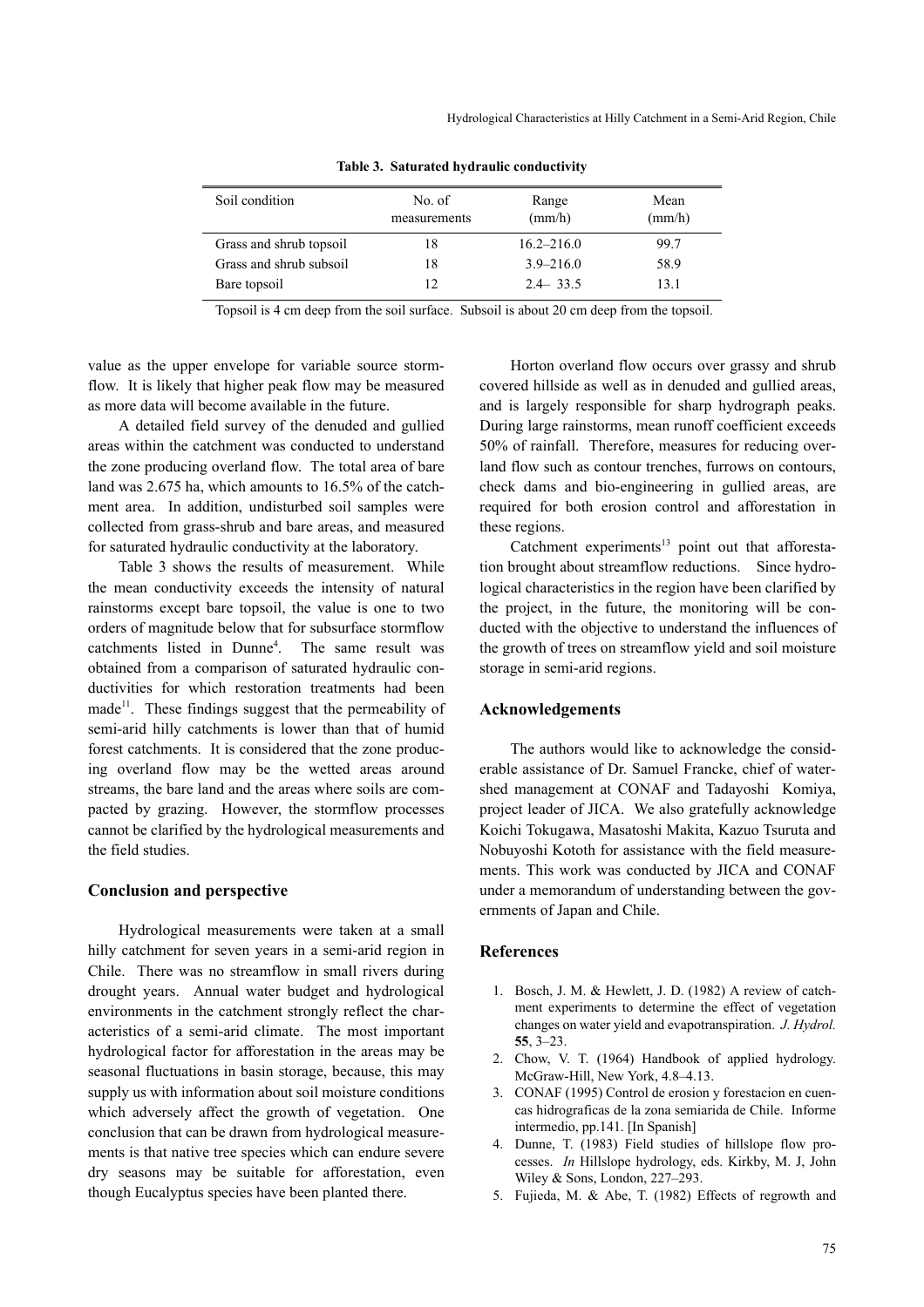**Table 3. Saturated hydraulic conductivity**

| Soil condition | No. of measurements | Range (mm/h) | Mean (mm/h) |
|---|---|---|---|
| Grass and shrub topsoil | 18 | 16.2–216.0 | 99.7 |
| Grass and shrub subsoil | 18 | 3.9–216.0 | 58.9 |
| Bare topsoil | 12 | 2.4– 33.5 | 13.1 |

Topsoil is 4 cm deep from the soil surface. Subsoil is about 20 cm deep from the topsoil.

value as the upper envelope for variable source stormflow. It is likely that higher peak flow may be measured as more data will become available in the future.

A detailed field survey of the denuded and gullied areas within the catchment was conducted to understand the zone producing overland flow. The total area of bare land was 2.675 ha, which amounts to 16.5% of the catchment area. In addition, undisturbed soil samples were collected from grass-shrub and bare areas, and measured for saturated hydraulic conductivity at the laboratory.

Table 3 shows the results of measurement. While the mean conductivity exceeds the intensity of natural rainstorms except bare topsoil, the value is one to two orders of magnitude below that for subsurface stormflow catchments listed in Dunne[4]. The same result was obtained from a comparison of saturated hydraulic conductivities for which restoration treatments had been made[11]. These findings suggest that the permeability of semi-arid hilly catchments is lower than that of humid forest catchments. It is considered that the zone producing overland flow may be the wetted areas around streams, the bare land and the areas where soils are compacted by grazing. However, the stormflow processes cannot be clarified by the hydrological measurements and the field studies.

## Conclusion and perspective

Hydrological measurements were taken at a small hilly catchment for seven years in a semi-arid region in Chile. There was no streamflow in small rivers during drought years. Annual water budget and hydrological environments in the catchment strongly reflect the characteristics of a semi-arid climate. The most important hydrological factor for afforestation in the areas may be seasonal fluctuations in basin storage, because, this may supply us with information about soil moisture conditions which adversely affect the growth of vegetation. One conclusion that can be drawn from hydrological measurements is that native tree species which can endure severe dry seasons may be suitable for afforestation, even though Eucalyptus species have been planted there.

Horton overland flow occurs over grassy and shrub covered hillside as well as in denuded and gullied areas, and is largely responsible for sharp hydrograph peaks. During large rainstorms, mean runoff coefficient exceeds 50% of rainfall. Therefore, measures for reducing overland flow such as contour trenches, furrows on contours, check dams and bio-engineering in gullied areas, are required for both erosion control and afforestation in these regions.

Catchment experiments[13] point out that afforestation brought about streamflow reductions. Since hydrological characteristics in the region have been clarified by the project, in the future, the monitoring will be conducted with the objective to understand the influences of the growth of trees on streamflow yield and soil moisture storage in semi-arid regions.

## Acknowledgements

The authors would like to acknowledge the considerable assistance of Dr. Samuel Francke, chief of watershed management at CONAF and Tadayoshi Komiya, project leader of JICA. We also gratefully acknowledge Koichi Tokugawa, Masatoshi Makita, Kazuo Tsuruta and Nobuyoshi Kototh for assistance with the field measurements. This work was conducted by JICA and CONAF under a memorandum of understanding between the governments of Japan and Chile.

## References

1. Bosch, J. M. & Hewlett, J. D. (1982) A review of catchment experiments to determine the effect of vegetation changes on water yield and evapotranspiration. *J. Hydrol.* **55**, 3–23.
2. Chow, V. T. (1964) Handbook of applied hydrology. McGraw-Hill, New York, 4.8–4.13.
3. CONAF (1995) Control de erosion y forestacion en cuencas hidrograficas de la zona semiarida de Chile. Informe intermedio, pp.141. [In Spanish]
4. Dunne, T. (1983) Field studies of hillslope flow processes. *In* Hillslope hydrology, eds. Kirkby, M. J, John Wiley & Sons, London, 227–293.
5. Fujieda, M. & Abe, T. (1982) Effects of regrowth and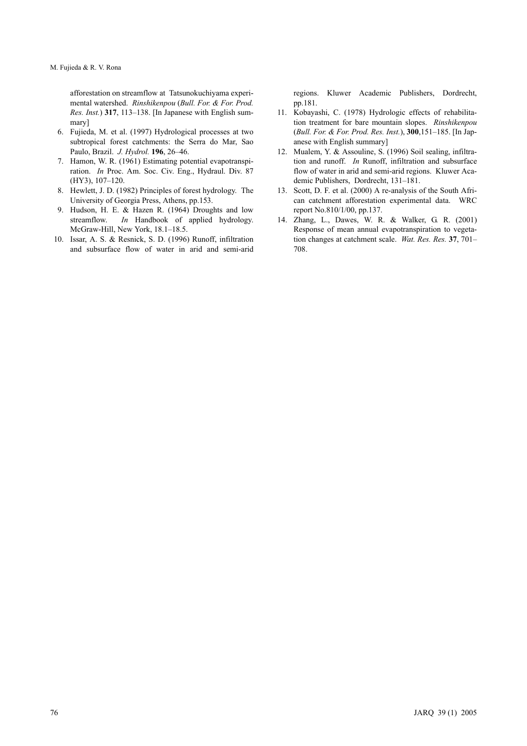afforestation on streamflow at Tatsunokuchiyama experimental watershed. *Rinshikenpou* (*Bull. For. & For. Prod. Res. Inst.*) **317**, 113–138. [In Japanese with English summary]

6. Fujieda, M. et al. (1997) Hydrological processes at two subtropical forest catchments: the Serra do Mar, Sao Paulo, Brazil. *J. Hydrol.* **196**, 26–46.
7. Hamon, W. R. (1961) Estimating potential evapotranspiration. *In* Proc. Am. Soc. Civ. Eng., Hydraul. Div. 87 (HY3), 107–120.
8. Hewlett, J. D. (1982) Principles of forest hydrology. The University of Georgia Press, Athens, pp.153.
9. Hudson, H. E. & Hazen R. (1964) Droughts and low streamflow. *In* Handbook of applied hydrology. McGraw-Hill, New York, 18.1–18.5.
10. Issar, A. S. & Resnick, S. D. (1996) Runoff, infiltration and subsurface flow of water in arid and semi-arid regions. Kluwer Academic Publishers, Dordrecht, pp.181.
11. Kobayashi, C. (1978) Hydrologic effects of rehabilitation treatment for bare mountain slopes. *Rinshikenpou* (*Bull. For. & For. Prod. Res. Inst.*), **300**,151–185. [In Japanese with English summary]
12. Mualem, Y. & Assouline, S. (1996) Soil sealing, infiltration and runoff. *In* Runoff, infiltration and subsurface flow of water in arid and semi-arid regions. Kluwer Academic Publishers, Dordrecht, 131–181.
13. Scott, D. F. et al. (2000) A re-analysis of the South African catchment afforestation experimental data. WRC report No.810/1/00, pp.137.
14. Zhang, L., Dawes, W. R. & Walker, G. R. (2001) Response of mean annual evapotranspiration to vegetation changes at catchment scale. *Wat. Res. Res.* **37**, 701–708.